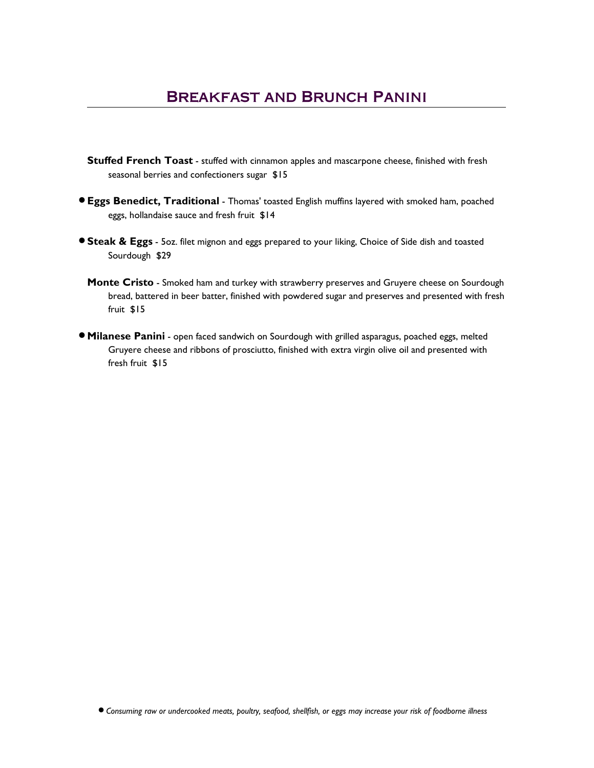# Breakfast and Brunch Panini

**Stuffed French Toast** - stuffed with cinnamon apples and mascarpone cheese, finished with fresh seasonal berries and confectioners sugar $15

● **Eggs Benedict, Traditional** - Thomas' toasted English muffins layered with smoked ham, poached eggs, hollandaise sauce and fresh fruit $14

● **Steak & Eggs** - 5oz. filet mignon and eggs prepared to your liking, Choice of Side dish and toasted Sourdough $29

**Monte Cristo** - Smoked ham and turkey with strawberry preserves and Gruyere cheese on Sourdough bread, battered in beer batter, finished with powdered sugar and preserves and presented with fresh fruit $15

● **Milanese Panini** - open faced sandwich on Sourdough with grilled asparagus, poached eggs, melted Gruyere cheese and ribbons of prosciutto, finished with extra virgin olive oil and presented with fresh fruit $15

● *Consuming raw or undercooked meats, poultry, seafood, shellfish, or eggs may increase your risk of foodborne illness*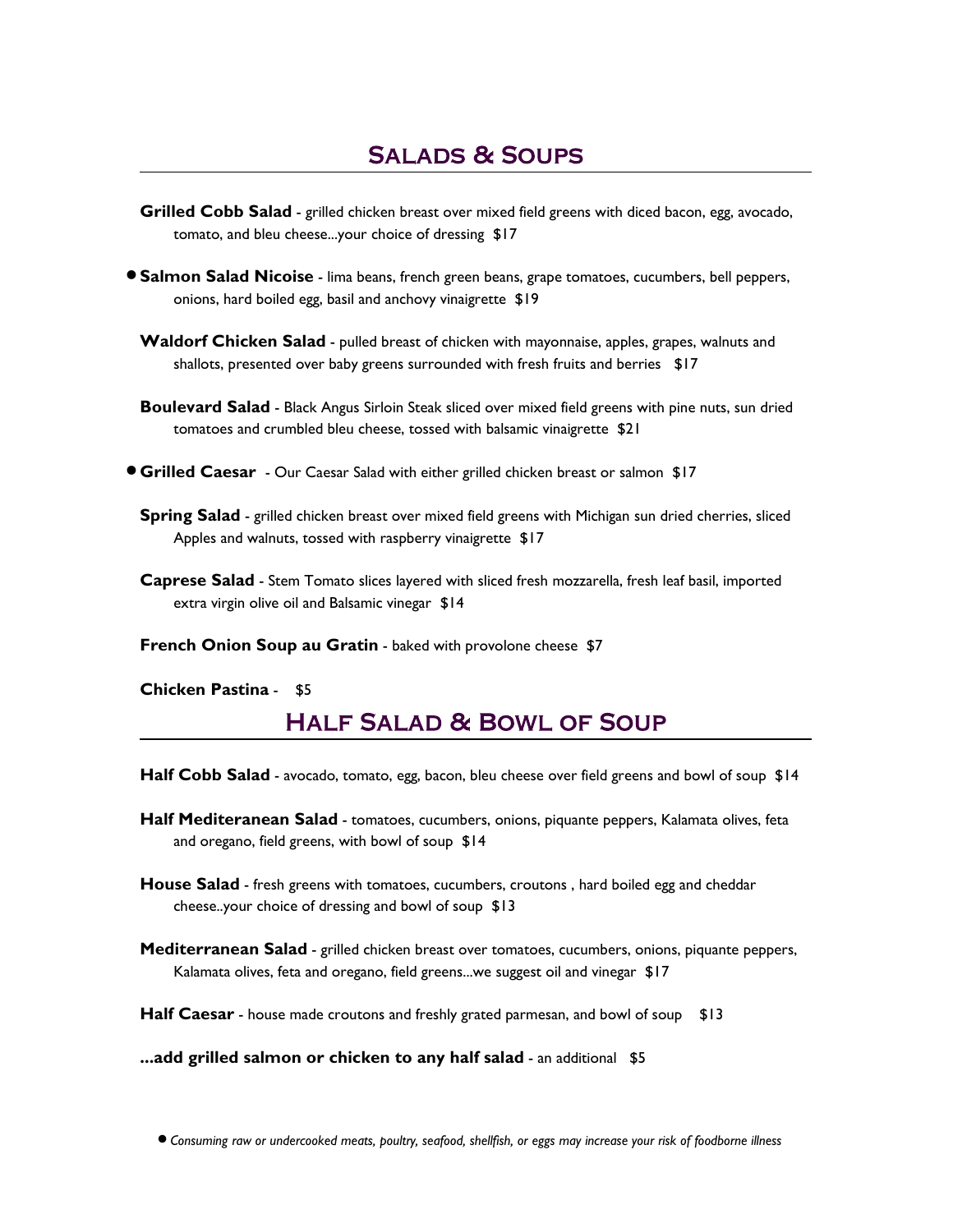## Salads & Soups

**Grilled Cobb Salad** - grilled chicken breast over mixed field greens with diced bacon, egg, avocado, tomato, and bleu cheese...your choice of dressing $17

● **Salmon Salad Nicoise** - lima beans, french green beans, grape tomatoes, cucumbers, bell peppers, onions, hard boiled egg, basil and anchovy vinaigrette $19

**Waldorf Chicken Salad** - pulled breast of chicken with mayonnaise, apples, grapes, walnuts and shallots, presented over baby greens surrounded with fresh fruits and berries $17

**Boulevard Salad** - Black Angus Sirloin Steak sliced over mixed field greens with pine nuts, sun dried tomatoes and crumbled bleu cheese, tossed with balsamic vinaigrette $21

● **Grilled Caesar** - Our Caesar Salad with either grilled chicken breast or salmon $17

**Spring Salad** - grilled chicken breast over mixed field greens with Michigan sun dried cherries, sliced Apples and walnuts, tossed with raspberry vinaigrette $17

**Caprese Salad** - Stem Tomato slices layered with sliced fresh mozzarella, fresh leaf basil, imported extra virgin olive oil and Balsamic vinegar $14

**French Onion Soup au Gratin** - baked with provolone cheese $7

**Chicken Pastina** - $5

## Half Salad & Bowl of Soup

**Half Cobb Salad** - avocado, tomato, egg, bacon, bleu cheese over field greens and bowl of soup $14

**Half Mediteranean Salad** - tomatoes, cucumbers, onions, piquante peppers, Kalamata olives, feta and oregano, field greens, with bowl of soup $14

**House Salad** - fresh greens with tomatoes, cucumbers, croutons , hard boiled egg and cheddar cheese..your choice of dressing and bowl of soup $13

**Mediterranean Salad** - grilled chicken breast over tomatoes, cucumbers, onions, piquante peppers, Kalamata olives, feta and oregano, field greens...we suggest oil and vinegar $17

**Half Caesar** - house made croutons and freshly grated parmesan, and bowl of soup $13

**...add grilled salmon or chicken to any half salad** - an additional $5

● *Consuming raw or undercooked meats, poultry, seafood, shellfish, or eggs may increase your risk of foodborne illness*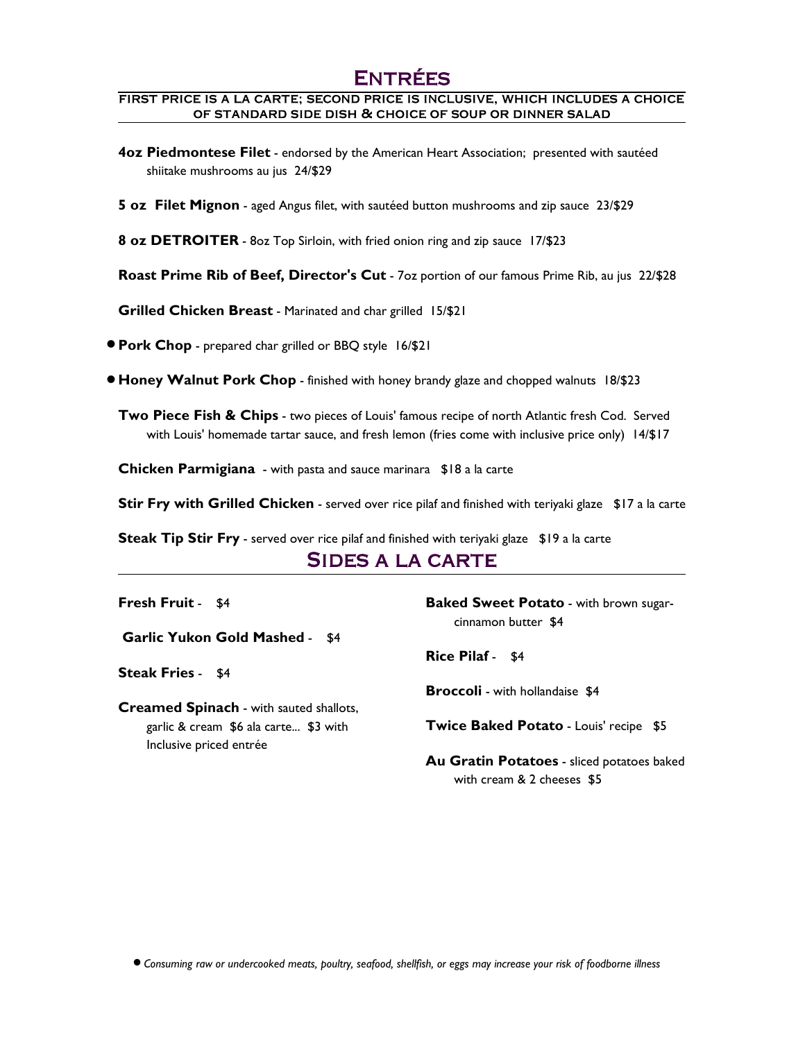# Entrées

**FIRST PRICE IS A LA CARTE; SECOND PRICE IS INCLUSIVE, WHICH INCLUDES A CHOICE OF STANDARD SIDE DISH & CHOICE OF SOUP OR DINNER SALAD**

**4oz Piedmontese Filet** - endorsed by the American Heart Association; presented with sautéed shiitake mushrooms au jus 24/$29

**5 oz Filet Mignon** - aged Angus filet, with sautéed button mushrooms and zip sauce 23/$29

**8 oz DETROITER** - 8oz Top Sirloin, with fried onion ring and zip sauce 17/$23

**Roast Prime Rib of Beef, Director's Cut** - 7oz portion of our famous Prime Rib, au jus 22/$28

**Grilled Chicken Breast** - Marinated and char grilled 15/$21

- **Pork Chop** - prepared char grilled or BBQ style 16/$21

- **Honey Walnut Pork Chop** - finished with honey brandy glaze and chopped walnuts 18/$23

**Two Piece Fish & Chips** - two pieces of Louis' famous recipe of north Atlantic fresh Cod. Served with Louis' homemade tartar sauce, and fresh lemon (fries come with inclusive price only) 14/$17

**Chicken Parmigiana** - with pasta and sauce marinara $18 a la carte

**Stir Fry with Grilled Chicken** - served over rice pilaf and finished with teriyaki glaze $17 a la carte

**Steak Tip Stir Fry** - served over rice pilaf and finished with teriyaki glaze $19 a la carte

# Sides a la carte

**Fresh Fruit** - $4

**Garlic Yukon Gold Mashed** - $4

**Steak Fries** - $4

**Creamed Spinach** - with sauted shallots, garlic & cream $6 ala carte... $3 with Inclusive priced entrée

**Baked Sweet Potato** - with brown sugar-cinnamon butter $4

**Rice Pilaf** - $4

**Broccoli** - with hollandaise $4

**Twice Baked Potato** - Louis' recipe $5

**Au Gratin Potatoes** - sliced potatoes baked with cream & 2 cheeses $5

- *Consuming raw or undercooked meats, poultry, seafood, shellfish, or eggs may increase your risk of foodborne illness*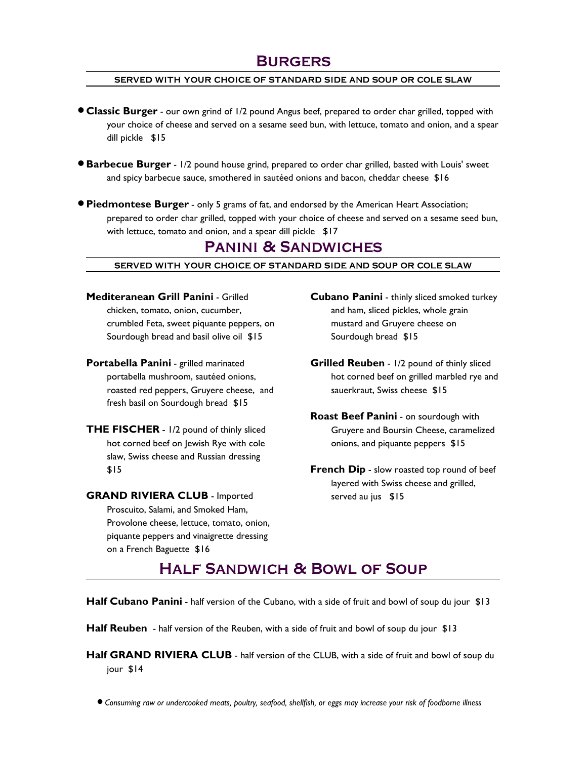## Burgers

**SERVED WITH YOUR CHOICE OF STANDARD SIDE AND SOUP OR COLE SLAW**

- **Classic Burger** - our own grind of 1/2 pound Angus beef, prepared to order char grilled, topped with your choice of cheese and served on a sesame seed bun, with lettuce, tomato and onion, and a spear dill pickle $15
- **Barbecue Burger** - 1/2 pound house grind, prepared to order char grilled, basted with Louis' sweet and spicy barbecue sauce, smothered in sautéed onions and bacon, cheddar cheese $16
- **Piedmontese Burger** - only 5 grams of fat, and endorsed by the American Heart Association; prepared to order char grilled, topped with your choice of cheese and served on a sesame seed bun, with lettuce, tomato and onion, and a spear dill pickle $17

## Panini & Sandwiches

**SERVED WITH YOUR CHOICE OF STANDARD SIDE AND SOUP OR COLE SLAW**

**Mediteranean Grill Panini** - Grilled chicken, tomato, onion, cucumber, crumbled Feta, sweet piquante peppers, on Sourdough bread and basil olive oil $15

**Portabella Panini** - grilled marinated portabella mushroom, sautéed onions, roasted red peppers, Gruyere cheese, and fresh basil on Sourdough bread $15

**THE FISCHER** - 1/2 pound of thinly sliced hot corned beef on Jewish Rye with cole slaw, Swiss cheese and Russian dressing $15

**GRAND RIVIERA CLUB** - Imported Proscuito, Salami, and Smoked Ham, Provolone cheese, lettuce, tomato, onion, piquante peppers and vinaigrette dressing on a French Baguette $16

**Cubano Panini** - thinly sliced smoked turkey and ham, sliced pickles, whole grain mustard and Gruyere cheese on Sourdough bread $15

**Grilled Reuben** - 1/2 pound of thinly sliced hot corned beef on grilled marbled rye and sauerkraut, Swiss cheese $15

**Roast Beef Panini** - on sourdough with Gruyere and Boursin Cheese, caramelized onions, and piquante peppers $15

**French Dip** - slow roasted top round of beef layered with Swiss cheese and grilled, served au jus $15

## Half Sandwich & Bowl of Soup

**Half Cubano Panini** - half version of the Cubano, with a side of fruit and bowl of soup du jour $13

**Half Reuben** - half version of the Reuben, with a side of fruit and bowl of soup du jour $13

**Half GRAND RIVIERA CLUB** - half version of the CLUB, with a side of fruit and bowl of soup du jour $14

- *Consuming raw or undercooked meats, poultry, seafood, shellfish, or eggs may increase your risk of foodborne illness*